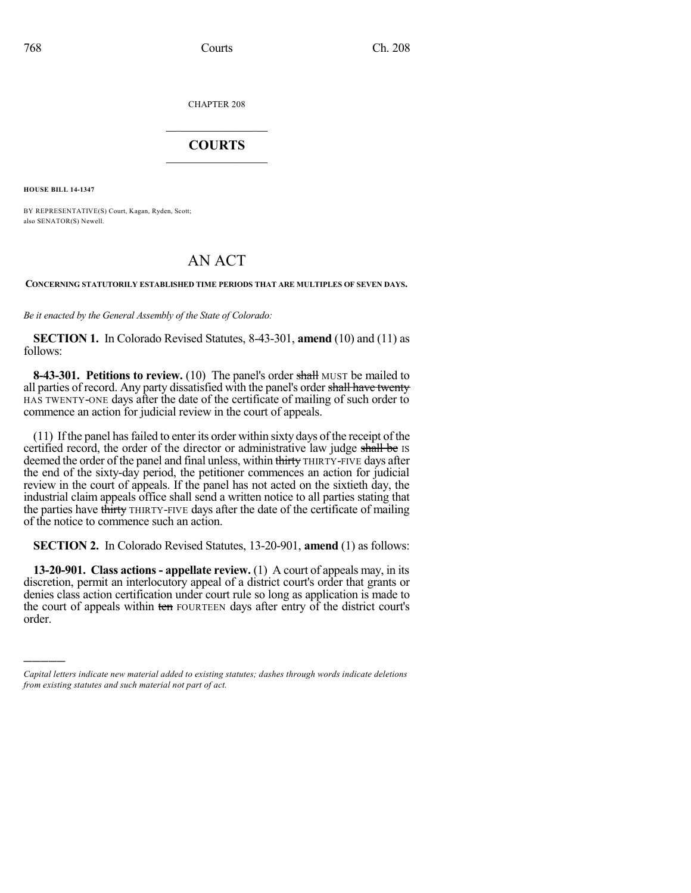CHAPTER 208

# COURTS

**HOUSE BILL 14-1347**

BY REPRESENTATIVE(S) Court, Kagan, Ryden, Scott;
also SENATOR(S) Newell.

# AN ACT

**CONCERNING STATUTORILY ESTABLISHED TIME PERIODS THAT ARE MULTIPLES OF SEVEN DAYS.**

*Be it enacted by the General Assembly of the State of Colorado:*

**SECTION 1.** In Colorado Revised Statutes, 8-43-301, **amend** (10) and (11) as follows:

**8-43-301. Petitions to review.** (10) The panel's order ~~shall~~ MUST be mailed to all parties of record. Any party dissatisfied with the panel's order ~~shall have twenty~~ HAS TWENTY-ONE days after the date of the certificate of mailing of such order to commence an action for judicial review in the court of appeals.

(11) If the panel has failed to enter its order within sixty days of the receipt of the certified record, the order of the director or administrative law judge ~~shall be~~ IS deemed the order of the panel and final unless, within ~~thirty~~ THIRTY-FIVE days after the end of the sixty-day period, the petitioner commences an action for judicial review in the court of appeals. If the panel has not acted on the sixtieth day, the industrial claim appeals office shall send a written notice to all parties stating that the parties have ~~thirty~~ THIRTY-FIVE days after the date of the certificate of mailing of the notice to commence such an action.

**SECTION 2.** In Colorado Revised Statutes, 13-20-901, **amend** (1) as follows:

**13-20-901. Class actions - appellate review.** (1) A court of appeals may, in its discretion, permit an interlocutory appeal of a district court's order that grants or denies class action certification under court rule so long as application is made to the court of appeals within ~~ten~~ FOURTEEN days after entry of the district court's order.

---

*Capital letters indicate new material added to existing statutes; dashes through words indicate deletions from existing statutes and such material not part of act.*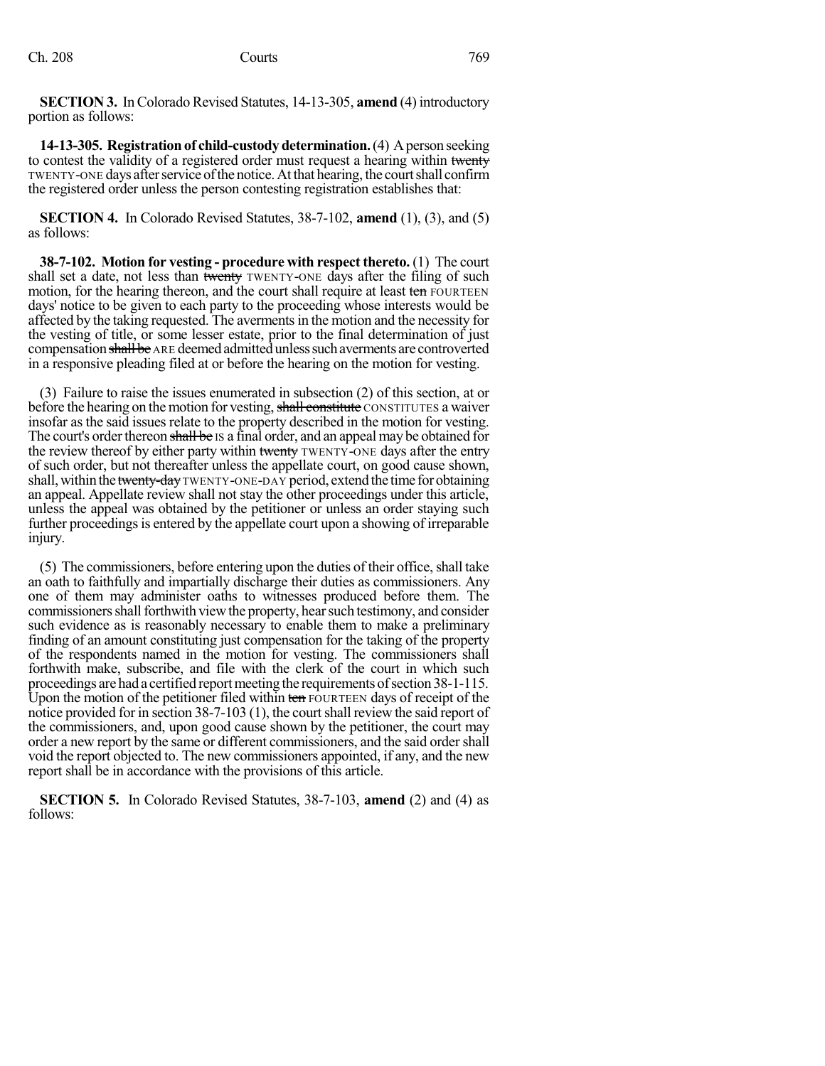**SECTION 3.** In Colorado Revised Statutes, 14-13-305, **amend** (4) introductory portion as follows:

**14-13-305. Registration of child-custody determination.** (4) A person seeking to contest the validity of a registered order must request a hearing within ~~twenty~~ TWENTY-ONE days after service of the notice. At that hearing, the court shall confirm the registered order unless the person contesting registration establishes that:

**SECTION 4.** In Colorado Revised Statutes, 38-7-102, **amend** (1), (3), and (5) as follows:

**38-7-102. Motion for vesting - procedure with respect thereto.** (1) The court shall set a date, not less than ~~twenty~~ TWENTY-ONE days after the filing of such motion, for the hearing thereon, and the court shall require at least ~~ten~~ FOURTEEN days' notice to be given to each party to the proceeding whose interests would be affected by the taking requested. The averments in the motion and the necessity for the vesting of title, or some lesser estate, prior to the final determination of just compensation ~~shall be~~ ARE deemed admitted unless such averments are controverted in a responsive pleading filed at or before the hearing on the motion for vesting.

(3) Failure to raise the issues enumerated in subsection (2) of this section, at or before the hearing on the motion for vesting, ~~shall constitute~~ CONSTITUTES a waiver insofar as the said issues relate to the property described in the motion for vesting. The court's order thereon ~~shall be~~ IS a final order, and an appeal may be obtained for the review thereof by either party within ~~twenty~~ TWENTY-ONE days after the entry of such order, but not thereafter unless the appellate court, on good cause shown, shall, within the ~~twenty-day~~ TWENTY-ONE-DAY period, extend the time for obtaining an appeal. Appellate review shall not stay the other proceedings under this article, unless the appeal was obtained by the petitioner or unless an order staying such further proceedings is entered by the appellate court upon a showing of irreparable injury.

(5) The commissioners, before entering upon the duties of their office, shall take an oath to faithfully and impartially discharge their duties as commissioners. Any one of them may administer oaths to witnesses produced before them. The commissioners shall forthwith view the property, hear such testimony, and consider such evidence as is reasonably necessary to enable them to make a preliminary finding of an amount constituting just compensation for the taking of the property of the respondents named in the motion for vesting. The commissioners shall forthwith make, subscribe, and file with the clerk of the court in which such proceedings are had a certified report meeting the requirements of section 38-1-115. Upon the motion of the petitioner filed within ~~ten~~ FOURTEEN days of receipt of the notice provided for in section 38-7-103 (1), the court shall review the said report of the commissioners, and, upon good cause shown by the petitioner, the court may order a new report by the same or different commissioners, and the said order shall void the report objected to. The new commissioners appointed, if any, and the new report shall be in accordance with the provisions of this article.

**SECTION 5.** In Colorado Revised Statutes, 38-7-103, **amend** (2) and (4) as follows: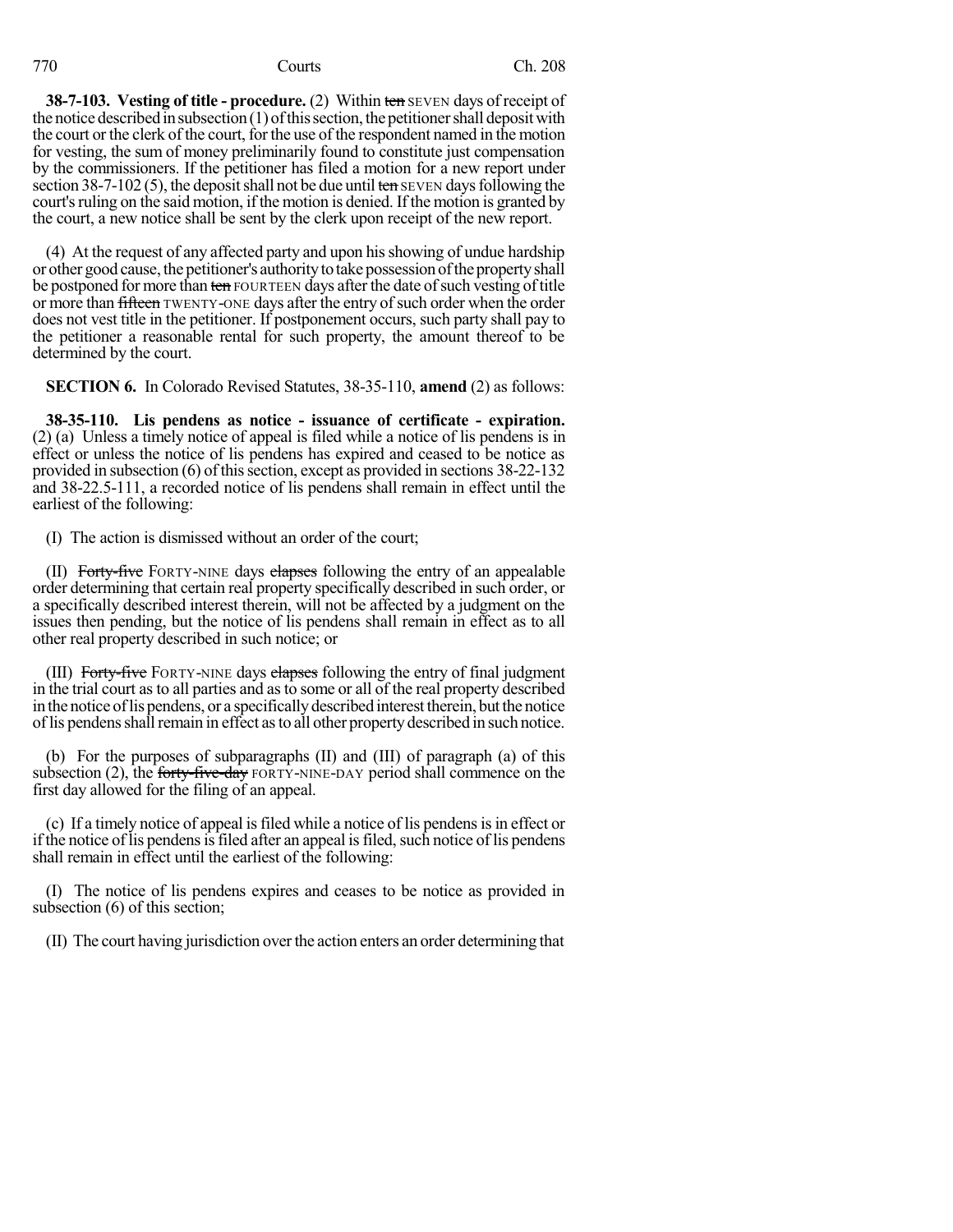**38-7-103. Vesting of title - procedure.** (2) Within ~~ten~~ SEVEN days of receipt of the notice described in subsection (1) of this section, the petitioner shall deposit with the court or the clerk of the court, for the use of the respondent named in the motion for vesting, the sum of money preliminarily found to constitute just compensation by the commissioners. If the petitioner has filed a motion for a new report under section 38-7-102 (5), the deposit shall not be due until ~~ten~~ SEVEN days following the court's ruling on the said motion, if the motion is denied. If the motion is granted by the court, a new notice shall be sent by the clerk upon receipt of the new report.

(4) At the request of any affected party and upon his showing of undue hardship or other good cause, the petitioner's authority to take possession of the property shall be postponed for more than ~~ten~~ FOURTEEN days after the date of such vesting of title or more than ~~fifteen~~ TWENTY-ONE days after the entry of such order when the order does not vest title in the petitioner. If postponement occurs, such party shall pay to the petitioner a reasonable rental for such property, the amount thereof to be determined by the court.

**SECTION 6.** In Colorado Revised Statutes, 38-35-110, **amend** (2) as follows:

**38-35-110. Lis pendens as notice - issuance of certificate - expiration.** (2) (a) Unless a timely notice of appeal is filed while a notice of lis pendens is in effect or unless the notice of lis pendens has expired and ceased to be notice as provided in subsection (6) of this section, except as provided in sections 38-22-132 and 38-22.5-111, a recorded notice of lis pendens shall remain in effect until the earliest of the following:

(I) The action is dismissed without an order of the court;

(II) ~~Forty-five~~ FORTY-NINE days ~~elapses~~ following the entry of an appealable order determining that certain real property specifically described in such order, or a specifically described interest therein, will not be affected by a judgment on the issues then pending, but the notice of lis pendens shall remain in effect as to all other real property described in such notice; or

(III) ~~Forty-five~~ FORTY-NINE days ~~elapses~~ following the entry of final judgment in the trial court as to all parties and as to some or all of the real property described in the notice of lis pendens, or a specifically described interest therein, but the notice of lis pendens shall remain in effect as to all other property described in such notice.

(b) For the purposes of subparagraphs (II) and (III) of paragraph (a) of this subsection (2), the ~~forty-five-day~~ FORTY-NINE-DAY period shall commence on the first day allowed for the filing of an appeal.

(c) If a timely notice of appeal is filed while a notice of lis pendens is in effect or if the notice of lis pendens is filed after an appeal is filed, such notice of lis pendens shall remain in effect until the earliest of the following:

(I) The notice of lis pendens expires and ceases to be notice as provided in subsection (6) of this section;

(II) The court having jurisdiction over the action enters an order determining that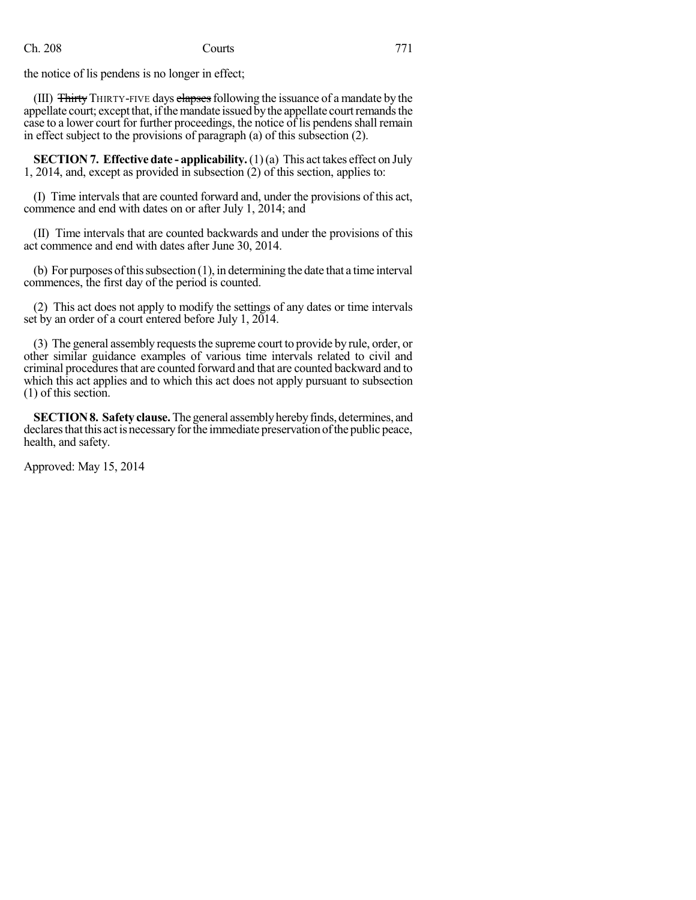the notice of lis pendens is no longer in effect;

(III) ~~Thirty~~ THIRTY-FIVE days ~~elapses~~ following the issuance of a mandate by the appellate court; except that, if the mandate issued by the appellate court remands the case to a lower court for further proceedings, the notice of lis pendens shall remain in effect subject to the provisions of paragraph (a) of this subsection (2).

**SECTION 7. Effective date - applicability.** (1) (a) This act takes effect on July 1, 2014, and, except as provided in subsection (2) of this section, applies to:

(I) Time intervals that are counted forward and, under the provisions of this act, commence and end with dates on or after July 1, 2014; and

(II) Time intervals that are counted backwards and under the provisions of this act commence and end with dates after June 30, 2014.

(b) For purposes of this subsection (1), in determining the date that a time interval commences, the first day of the period is counted.

(2) This act does not apply to modify the settings of any dates or time intervals set by an order of a court entered before July 1, 2014.

(3) The general assembly requests the supreme court to provide by rule, order, or other similar guidance examples of various time intervals related to civil and criminal procedures that are counted forward and that are counted backward and to which this act applies and to which this act does not apply pursuant to subsection (1) of this section.

**SECTION 8. Safety clause.** The general assembly hereby finds, determines, and declares that this act is necessary for the immediate preservation of the public peace, health, and safety.

Approved: May 15, 2014